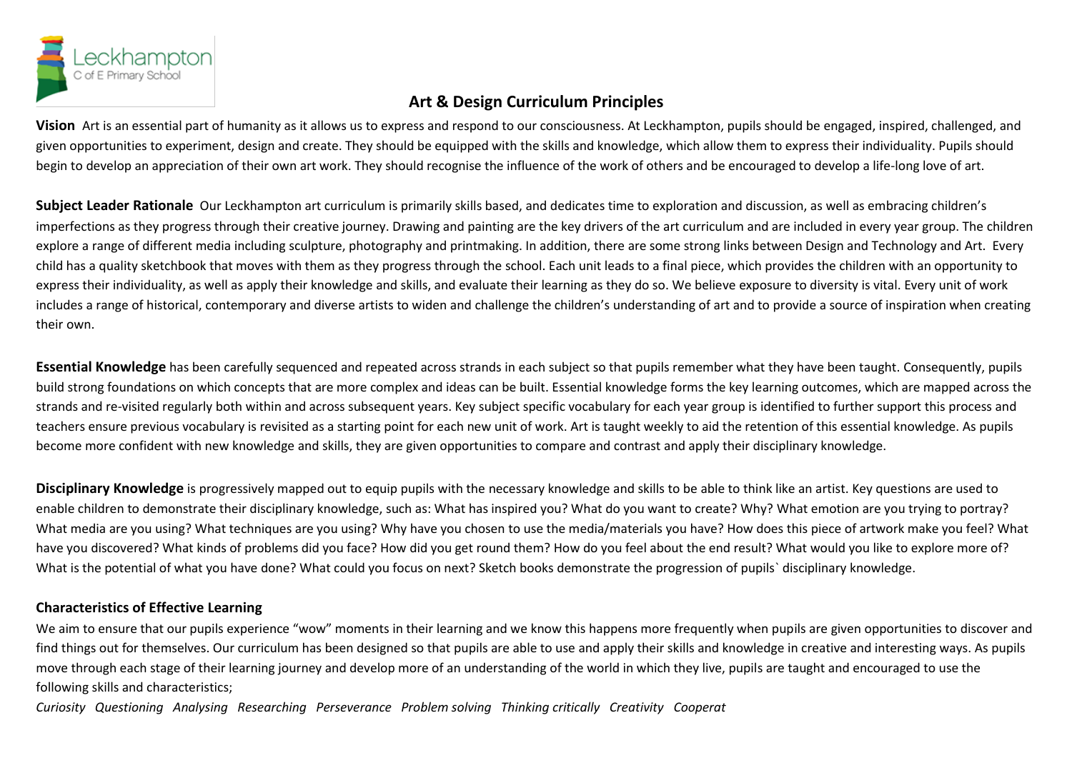Leckhampton C of E Primary School

# Art & Design Curriculum Principles

**Vision** Art is an essential part of humanity as it allows us to express and respond to our consciousness. At Leckhampton, pupils should be engaged, inspired, challenged, and given opportunities to experiment, design and create. They should be equipped with the skills and knowledge, which allow them to express their individuality. Pupils should begin to develop an appreciation of their own art work. They should recognise the influence of the work of others and be encouraged to develop a life-long love of art.

**Subject Leader Rationale** Our Leckhampton art curriculum is primarily skills based, and dedicates time to exploration and discussion, as well as embracing children's imperfections as they progress through their creative journey. Drawing and painting are the key drivers of the art curriculum and are included in every year group. The children explore a range of different media including sculpture, photography and printmaking. In addition, there are some strong links between Design and Technology and Art. Every child has a quality sketchbook that moves with them as they progress through the school. Each unit leads to a final piece, which provides the children with an opportunity to express their individuality, as well as apply their knowledge and skills, and evaluate their learning as they do so. We believe exposure to diversity is vital. Every unit of work includes a range of historical, contemporary and diverse artists to widen and challenge the children's understanding of art and to provide a source of inspiration when creating their own.

**Essential Knowledge** has been carefully sequenced and repeated across strands in each subject so that pupils remember what they have been taught. Consequently, pupils build strong foundations on which concepts that are more complex and ideas can be built. Essential knowledge forms the key learning outcomes, which are mapped across the strands and re-visited regularly both within and across subsequent years. Key subject specific vocabulary for each year group is identified to further support this process and teachers ensure previous vocabulary is revisited as a starting point for each new unit of work. Art is taught weekly to aid the retention of this essential knowledge. As pupils become more confident with new knowledge and skills, they are given opportunities to compare and contrast and apply their disciplinary knowledge.

**Disciplinary Knowledge** is progressively mapped out to equip pupils with the necessary knowledge and skills to be able to think like an artist. Key questions are used to enable children to demonstrate their disciplinary knowledge, such as: What has inspired you? What do you want to create? Why? What emotion are you trying to portray? What media are you using? What techniques are you using? Why have you chosen to use the media/materials you have? How does this piece of artwork make you feel? What have you discovered? What kinds of problems did you face? How did you get round them? How do you feel about the end result? What would you like to explore more of? What is the potential of what you have done? What could you focus on next? Sketch books demonstrate the progression of pupils` disciplinary knowledge.

**Characteristics of Effective Learning**

We aim to ensure that our pupils experience "wow" moments in their learning and we know this happens more frequently when pupils are given opportunities to discover and find things out for themselves. Our curriculum has been designed so that pupils are able to use and apply their skills and knowledge in creative and interesting ways. As pupils move through each stage of their learning journey and develop more of an understanding of the world in which they live, pupils are taught and encouraged to use the following skills and characteristics;

*Curiosity Questioning Analysing Researching Perseverance Problem solving Thinking critically Creativity Cooperat*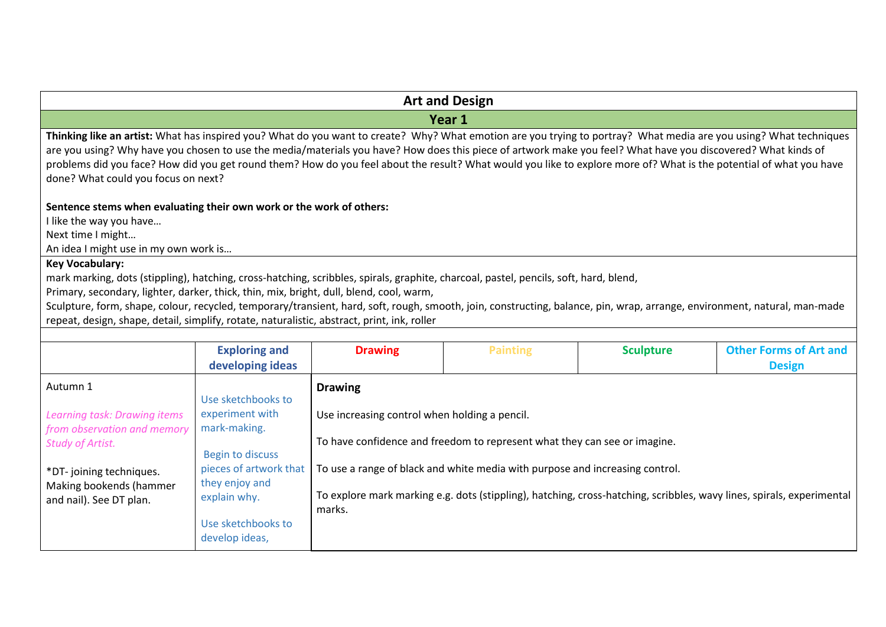# Art and Design

## Year 1

**Thinking like an artist:** What has inspired you? What do you want to create? Why? What emotion are you trying to portray? What media are you using? What techniques are you using? Why have you chosen to use the media/materials you have? How does this piece of artwork make you feel? What have you discovered? What kinds of problems did you face? How did you get round them? How do you feel about the result? What would you like to explore more of? What is the potential of what you have done? What could you focus on next?

**Sentence stems when evaluating their own work or the work of others:**
I like the way you have…
Next time I might…
An idea I might use in my own work is…

**Key Vocabulary:**
mark marking, dots (stippling), hatching, cross-hatching, scribbles, spirals, graphite, charcoal, pastel, pencils, soft, hard, blend,
Primary, secondary, lighter, darker, thick, thin, mix, bright, dull, blend, cool, warm,
Sculpture, form, shape, colour, recycled, temporary/transient, hard, soft, rough, smooth, join, constructing, balance, pin, wrap, arrange, environment, natural, man-made
repeat, design, shape, detail, simplify, rotate, naturalistic, abstract, print, ink, roller

| | Exploring and developing ideas | Drawing | Painting | Sculpture | Other Forms of Art and Design |
|---|---|---|---|---|---|
| Autumn 1<br><br>*Learning task: Drawing items from observation and memory Study of Artist.*<br><br>*DT- joining techniques. Making bookends (hammer and nail). See DT plan. | Use sketchbooks to experiment with mark-making.<br><br>Begin to discuss pieces of artwork that they enjoy and explain why.<br><br>Use sketchbooks to develop ideas, | **Drawing**<br><br>Use increasing control when holding a pencil.<br><br>To have confidence and freedom to represent what they can see or imagine.<br><br>To use a range of black and white media with purpose and increasing control.<br><br>To explore mark marking e.g. dots (stippling), hatching, cross-hatching, scribbles, wavy lines, spirals, experimental marks. | | | |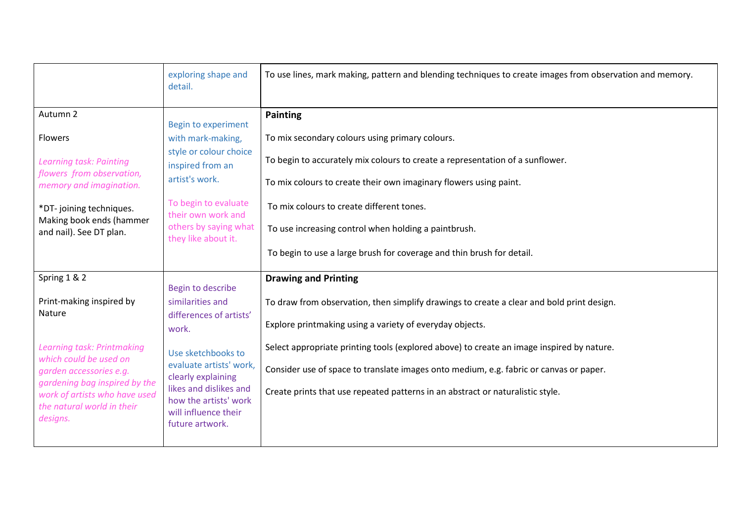| | | |
|---|---|---|
| | exploring shape and detail. | To use lines, mark making, pattern and blending techniques to create images from observation and memory. |
| Autumn 2<br><br>Flowers<br><br>*Learning task: Painting flowers from observation, memory and imagination.*<br><br>*DT- joining techniques. Making book ends (hammer and nail). See DT plan. | Begin to experiment with mark-making, style or colour choice inspired from an artist's work.<br><br>To begin to evaluate their own work and others by saying what they like about it. | **Painting**<br><br>To mix secondary colours using primary colours.<br><br>To begin to accurately mix colours to create a representation of a sunflower.<br><br>To mix colours to create their own imaginary flowers using paint.<br><br>To mix colours to create different tones.<br><br>To use increasing control when holding a paintbrush.<br><br>To begin to use a large brush for coverage and thin brush for detail. |
| Spring 1 & 2<br><br>Print-making inspired by Nature<br><br>*Learning task: Printmaking which could be used on garden accessories e.g. gardening bag inspired by the work of artists who have used the natural world in their designs.* | Begin to describe similarities and differences of artists' work.<br><br>Use sketchbooks to evaluate artists' work, clearly explaining likes and dislikes and how the artists' work will influence their future artwork. | **Drawing and Printing**<br><br>To draw from observation, then simplify drawings to create a clear and bold print design.<br><br>Explore printmaking using a variety of everyday objects.<br><br>Select appropriate printing tools (explored above) to create an image inspired by nature.<br><br>Consider use of space to translate images onto medium, e.g. fabric or canvas or paper.<br><br>Create prints that use repeated patterns in an abstract or naturalistic style. |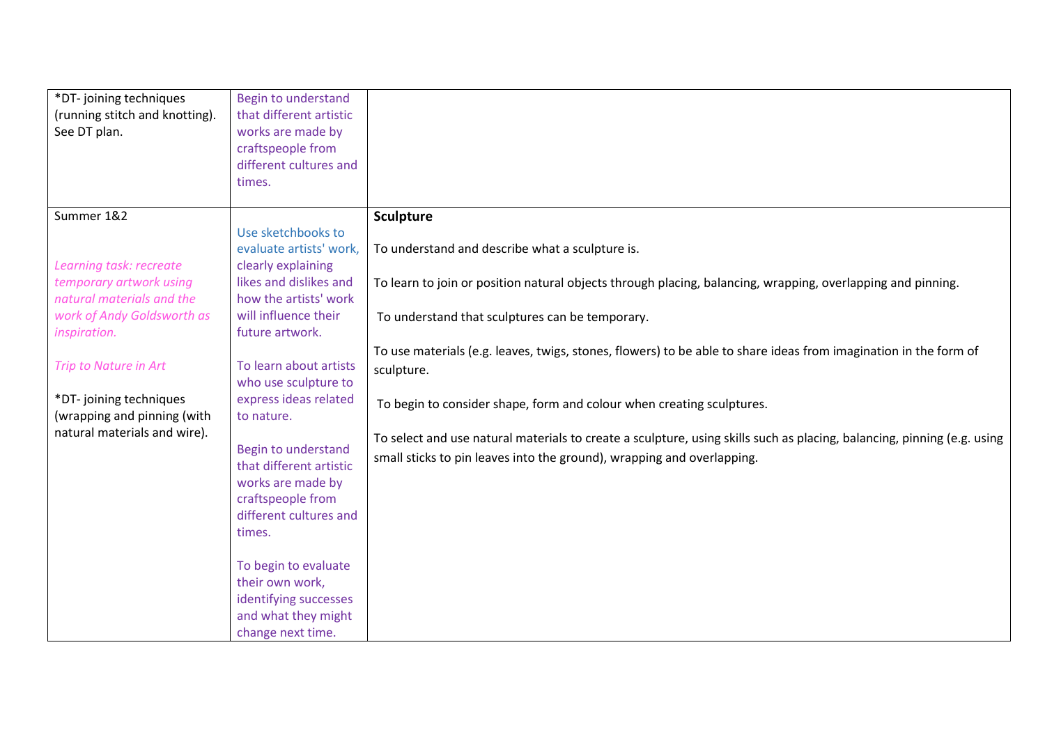| | | |
|---|---|---|
| *DT- joining techniques (running stitch and knotting). See DT plan. | Begin to understand that different artistic works are made by craftspeople from different cultures and times. | |
| Summer 1&2<br><br>*Learning task: recreate temporary artwork using natural materials and the work of Andy Goldsworth as inspiration.*<br><br>*Trip to Nature in Art*<br><br>*DT- joining techniques (wrapping and pinning (with natural materials and wire). | Use sketchbooks to evaluate artists' work, clearly explaining likes and dislikes and how the artists' work will influence their future artwork.<br><br>To learn about artists who use sculpture to express ideas related to nature.<br><br>Begin to understand that different artistic works are made by craftspeople from different cultures and times.<br><br>To begin to evaluate their own work, identifying successes and what they might change next time. | **Sculpture**<br><br>To understand and describe what a sculpture is.<br><br>To learn to join or position natural objects through placing, balancing, wrapping, overlapping and pinning.<br><br>To understand that sculptures can be temporary.<br><br>To use materials (e.g. leaves, twigs, stones, flowers) to be able to share ideas from imagination in the form of sculpture.<br><br>To begin to consider shape, form and colour when creating sculptures.<br><br>To select and use natural materials to create a sculpture, using skills such as placing, balancing, pinning (e.g. using small sticks to pin leaves into the ground), wrapping and overlapping. |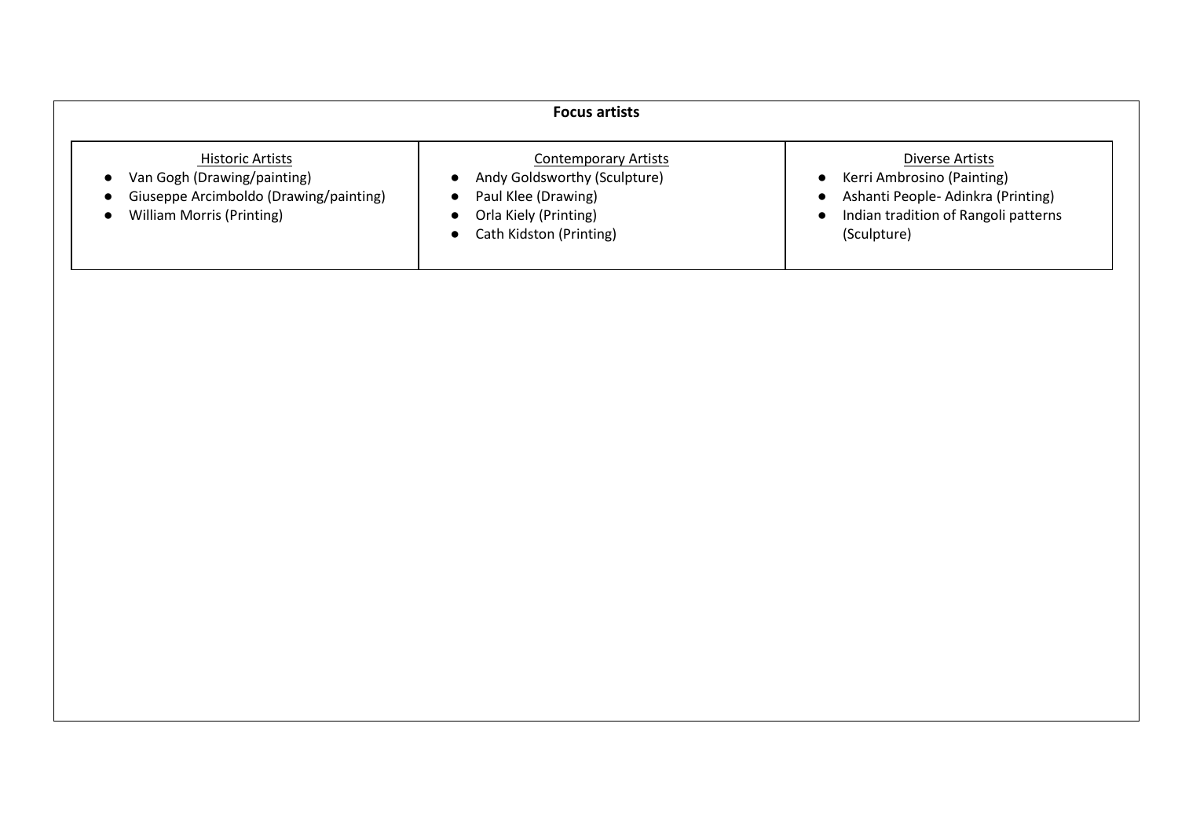**Focus artists**

| Historic Artists | Contemporary Artists | Diverse Artists |
|---|---|---|
| • Van Gogh (Drawing/painting)<br>• Giuseppe Arcimboldo (Drawing/painting)<br>• William Morris (Printing) | • Andy Goldsworthy (Sculpture)<br>• Paul Klee (Drawing)<br>• Orla Kiely (Printing)<br>• Cath Kidston (Printing) | • Kerri Ambrosino (Painting)<br>• Ashanti People- Adinkra (Printing)<br>• Indian tradition of Rangoli patterns (Sculpture) |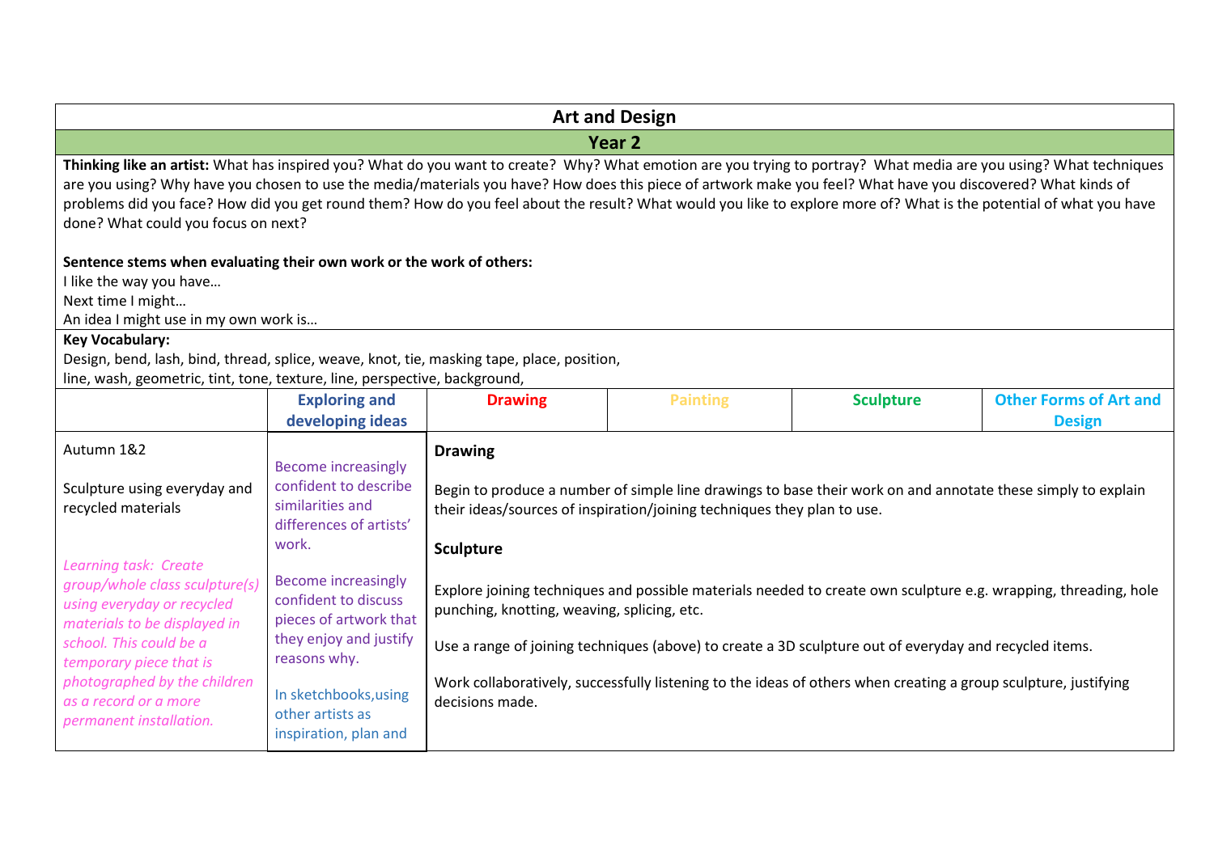# Art and Design

## Year 2

**Thinking like an artist:** What has inspired you? What do you want to create? Why? What emotion are you trying to portray? What media are you using? What techniques are you using? Why have you chosen to use the media/materials you have? How does this piece of artwork make you feel? What have you discovered? What kinds of problems did you face? How did you get round them? How do you feel about the result? What would you like to explore more of? What is the potential of what you have done? What could you focus on next?

**Sentence stems when evaluating their own work or the work of others:**
I like the way you have…
Next time I might…
An idea I might use in my own work is…

**Key Vocabulary:**
Design, bend, lash, bind, thread, splice, weave, knot, tie, masking tape, place, position,
line, wash, geometric, tint, tone, texture, line, perspective, background,

| | Exploring and developing ideas | Drawing | Painting | Sculpture | Other Forms of Art and Design |
|---|---|---|---|---|---|
| Autumn 1&2<br><br>Sculpture using everyday and recycled materials<br><br>*Learning task: Create group/whole class sculpture(s) using everyday or recycled materials to be displayed in school. This could be a temporary piece that is photographed by the children as a record or a more permanent installation.* | Become increasingly confident to describe similarities and differences of artists' work.<br><br>Become increasingly confident to discuss pieces of artwork that they enjoy and justify reasons why.<br><br>In sketchbooks,using other artists as inspiration, plan and | **Drawing**<br><br>Begin to produce a number of simple line drawings to base their work on and annotate these simply to explain their ideas/sources of inspiration/joining techniques they plan to use.<br><br>**Sculpture**<br><br>Explore joining techniques and possible materials needed to create own sculpture e.g. wrapping, threading, hole punching, knotting, weaving, splicing, etc.<br><br>Use a range of joining techniques (above) to create a 3D sculpture out of everyday and recycled items.<br><br>Work collaboratively, successfully listening to the ideas of others when creating a group sculpture, justifying decisions made. | | | |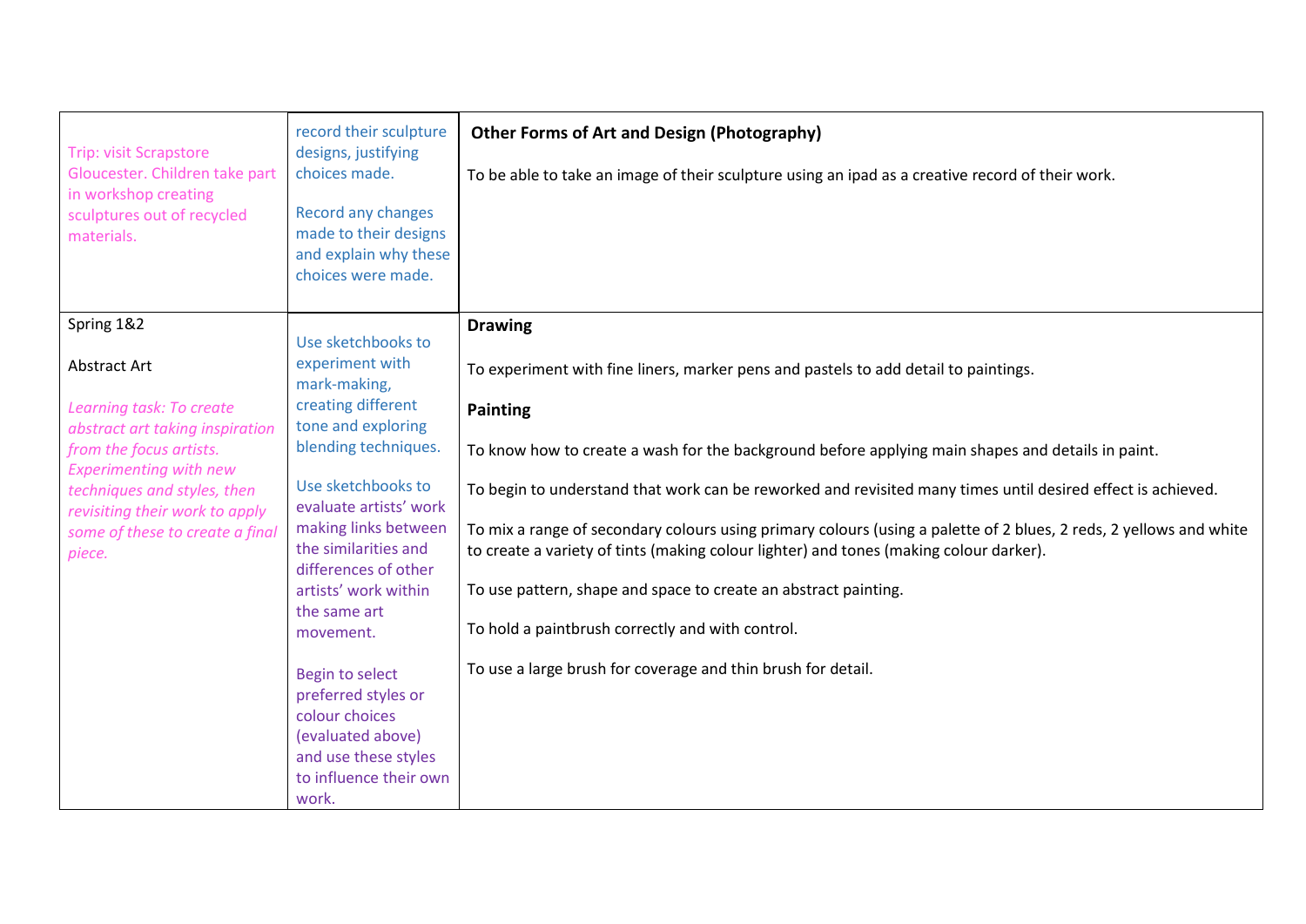| | | |
|---|---|---|
| Trip: visit Scrapstore Gloucester. Children take part in workshop creating sculptures out of recycled materials. | record their sculpture designs, justifying choices made.<br><br>Record any changes made to their designs and explain why these choices were made. | **Other Forms of Art and Design (Photography)**<br><br>To be able to take an image of their sculpture using an ipad as a creative record of their work. |
| Spring 1&2<br><br>Abstract Art<br><br>*Learning task: To create abstract art taking inspiration from the focus artists. Experimenting with new techniques and styles, then revisiting their work to apply some of these to create a final piece.* | Use sketchbooks to experiment with mark-making, creating different tone and exploring blending techniques.<br><br>Use sketchbooks to evaluate artists' work making links between the similarities and differences of other artists' work within the same art movement.<br><br>Begin to select preferred styles or colour choices (evaluated above) and use these styles to influence their own work. | **Drawing**<br><br>To experiment with fine liners, marker pens and pastels to add detail to paintings.<br><br>**Painting**<br><br>To know how to create a wash for the background before applying main shapes and details in paint.<br><br>To begin to understand that work can be reworked and revisited many times until desired effect is achieved.<br><br>To mix a range of secondary colours using primary colours (using a palette of 2 blues, 2 reds, 2 yellows and white to create a variety of tints (making colour lighter) and tones (making colour darker).<br><br>To use pattern, shape and space to create an abstract painting.<br><br>To hold a paintbrush correctly and with control.<br><br>To use a large brush for coverage and thin brush for detail. |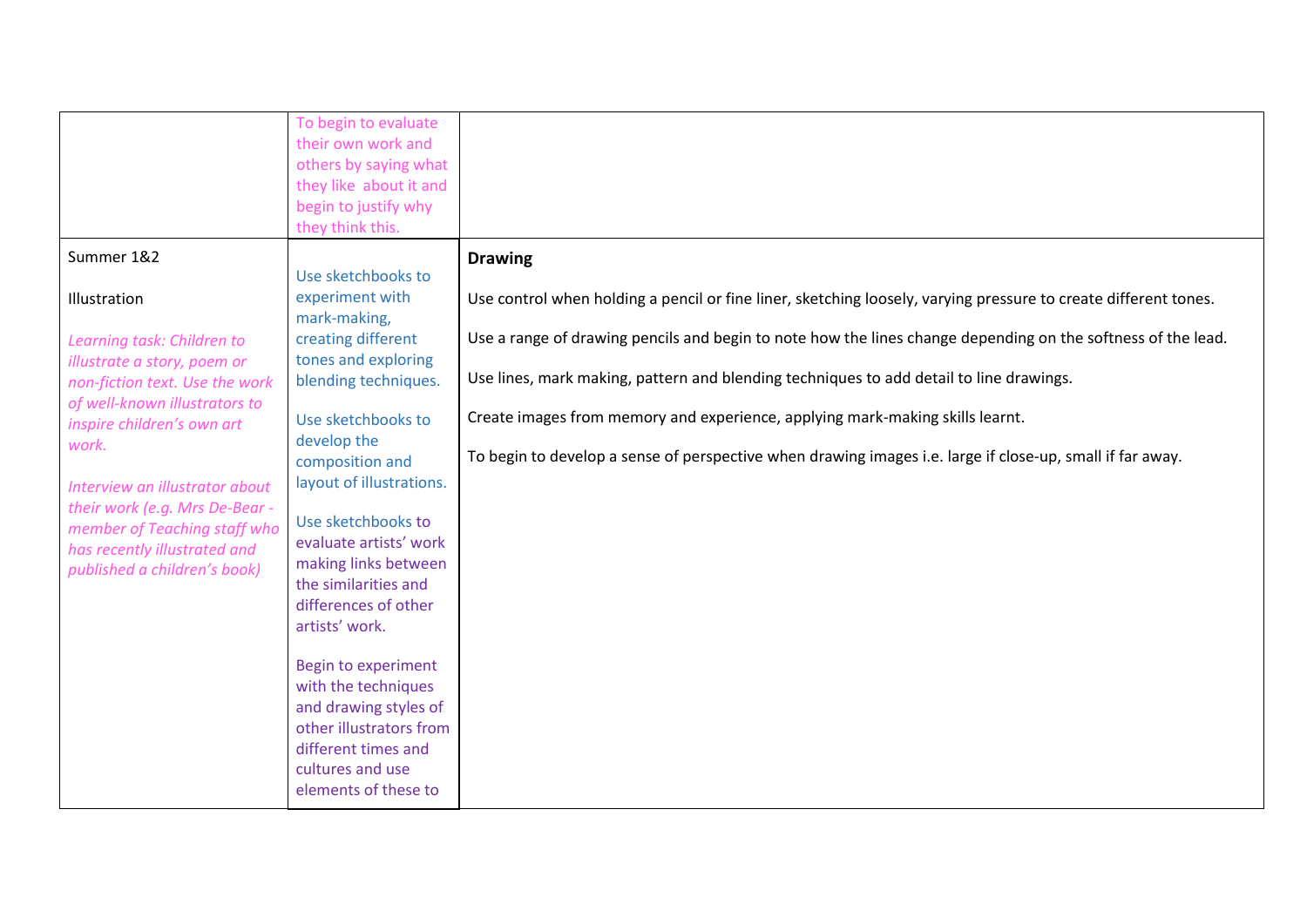| | | |
|---|---|---|
| | To begin to evaluate their own work and others by saying what they like about it and begin to justify why they think this. | |
| Summer 1&2<br><br>Illustration<br><br>*Learning task: Children to illustrate a story, poem or non-fiction text. Use the work of well-known illustrators to inspire children's own art work.*<br><br>*Interview an illustrator about their work (e.g. Mrs De-Bear - member of Teaching staff who has recently illustrated and published a children's book)* | Use sketchbooks to experiment with mark-making, creating different tones and exploring blending techniques.<br><br>Use sketchbooks to develop the composition and layout of illustrations.<br><br>Use sketchbooks to evaluate artists' work making links between the similarities and differences of other artists' work.<br><br>Begin to experiment with the techniques and drawing styles of other illustrators from different times and cultures and use elements of these to | **Drawing**<br><br>Use control when holding a pencil or fine liner, sketching loosely, varying pressure to create different tones.<br><br>Use a range of drawing pencils and begin to note how the lines change depending on the softness of the lead.<br><br>Use lines, mark making, pattern and blending techniques to add detail to line drawings.<br><br>Create images from memory and experience, applying mark-making skills learnt.<br><br>To begin to develop a sense of perspective when drawing images i.e. large if close-up, small if far away. |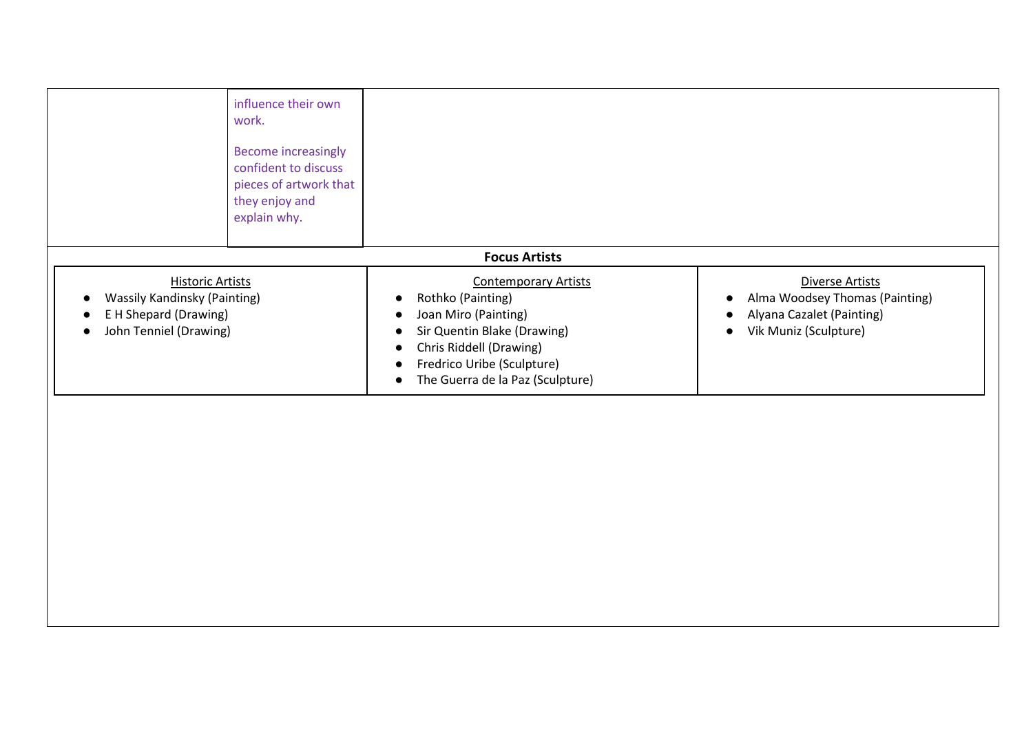| | | |
|---|---|---|
| | influence their own work.<br><br>Become increasingly confident to discuss pieces of artwork that they enjoy and explain why. | |

**Focus Artists**

| Historic Artists | Contemporary Artists | Diverse Artists |
|---|---|---|
| • Wassily Kandinsky (Painting)<br>• E H Shepard (Drawing)<br>• John Tenniel (Drawing) | • Rothko (Painting)<br>• Joan Miro (Painting)<br>• Sir Quentin Blake (Drawing)<br>• Chris Riddell (Drawing)<br>• Fredrico Uribe (Sculpture)<br>• The Guerra de la Paz (Sculpture) | • Alma Woodsey Thomas (Painting)<br>• Alyana Cazalet (Painting)<br>• Vik Muniz (Sculpture) |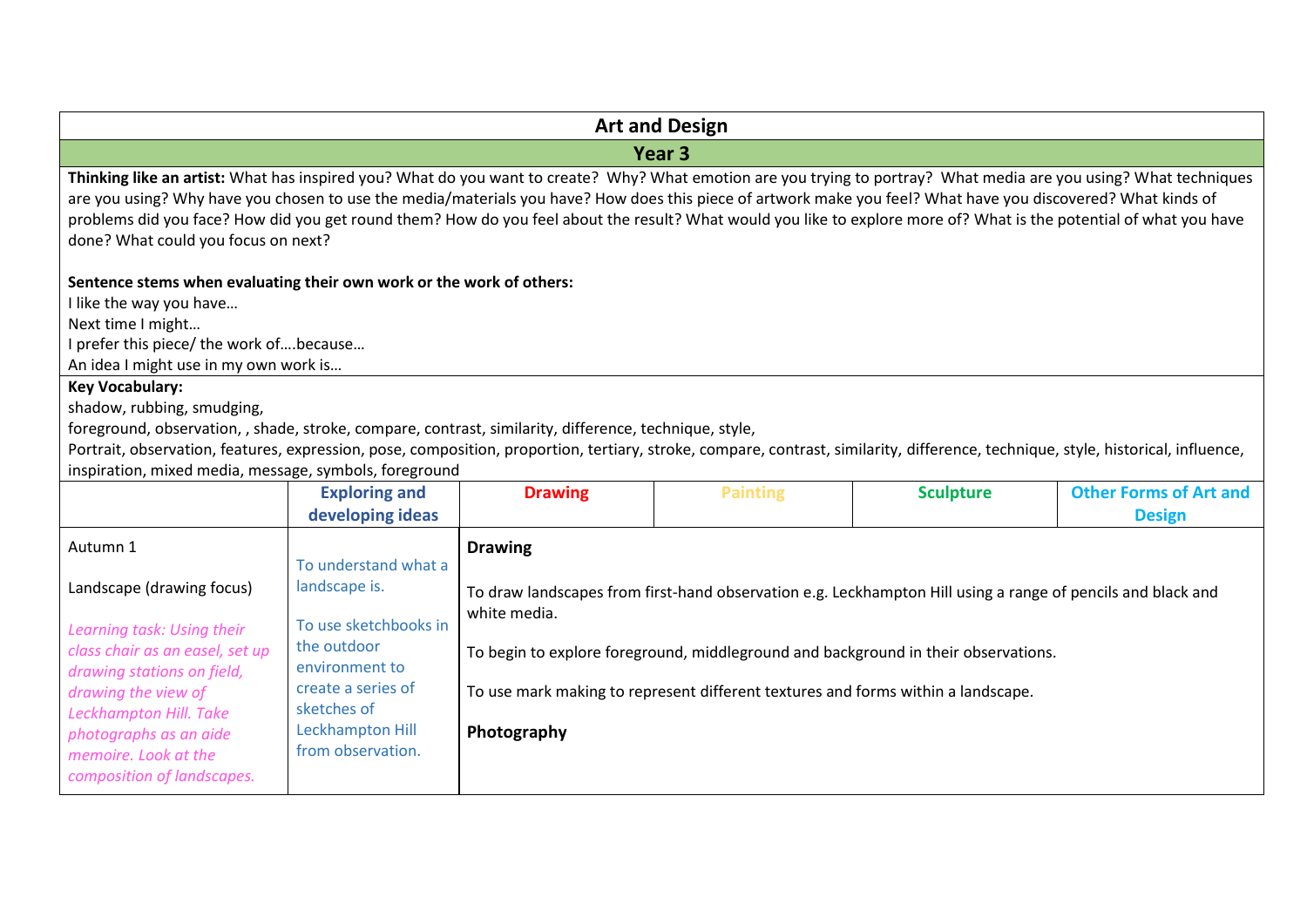## Art and Design

### Year 3

**Thinking like an artist:** What has inspired you? What do you want to create? Why? What emotion are you trying to portray? What media are you using? What techniques are you using? Why have you chosen to use the media/materials you have? How does this piece of artwork make you feel? What have you discovered? What kinds of problems did you face? How did you get round them? How do you feel about the result? What would you like to explore more of? What is the potential of what you have done? What could you focus on next?

**Sentence stems when evaluating their own work or the work of others:**
I like the way you have…
Next time I might…
I prefer this piece/ the work of….because…
An idea I might use in my own work is…

**Key Vocabulary:**
shadow, rubbing, smudging,
foreground, observation, , shade, stroke, compare, contrast, similarity, difference, technique, style,
Portrait, observation, features, expression, pose, composition, proportion, tertiary, stroke, compare, contrast, similarity, difference, technique, style, historical, influence, inspiration, mixed media, message, symbols, foreground

| | Exploring and developing ideas | Drawing | Painting | Sculpture | Other Forms of Art and Design |
|---|---|---|---|---|---|
| Autumn 1<br><br>Landscape (drawing focus)<br><br>*Learning task: Using their class chair as an easel, set up drawing stations on field, drawing the view of Leckhampton Hill. Take photographs as an aide memoire. Look at the composition of landscapes.* | To understand what a landscape is.<br><br>To use sketchbooks in the outdoor environment to create a series of sketches of Leckhampton Hill from observation. | **Drawing**<br><br>To draw landscapes from first-hand observation e.g. Leckhampton Hill using a range of pencils and black and white media.<br><br>To begin to explore foreground, middleground and background in their observations.<br><br>To use mark making to represent different textures and forms within a landscape.<br><br>**Photography** | | | |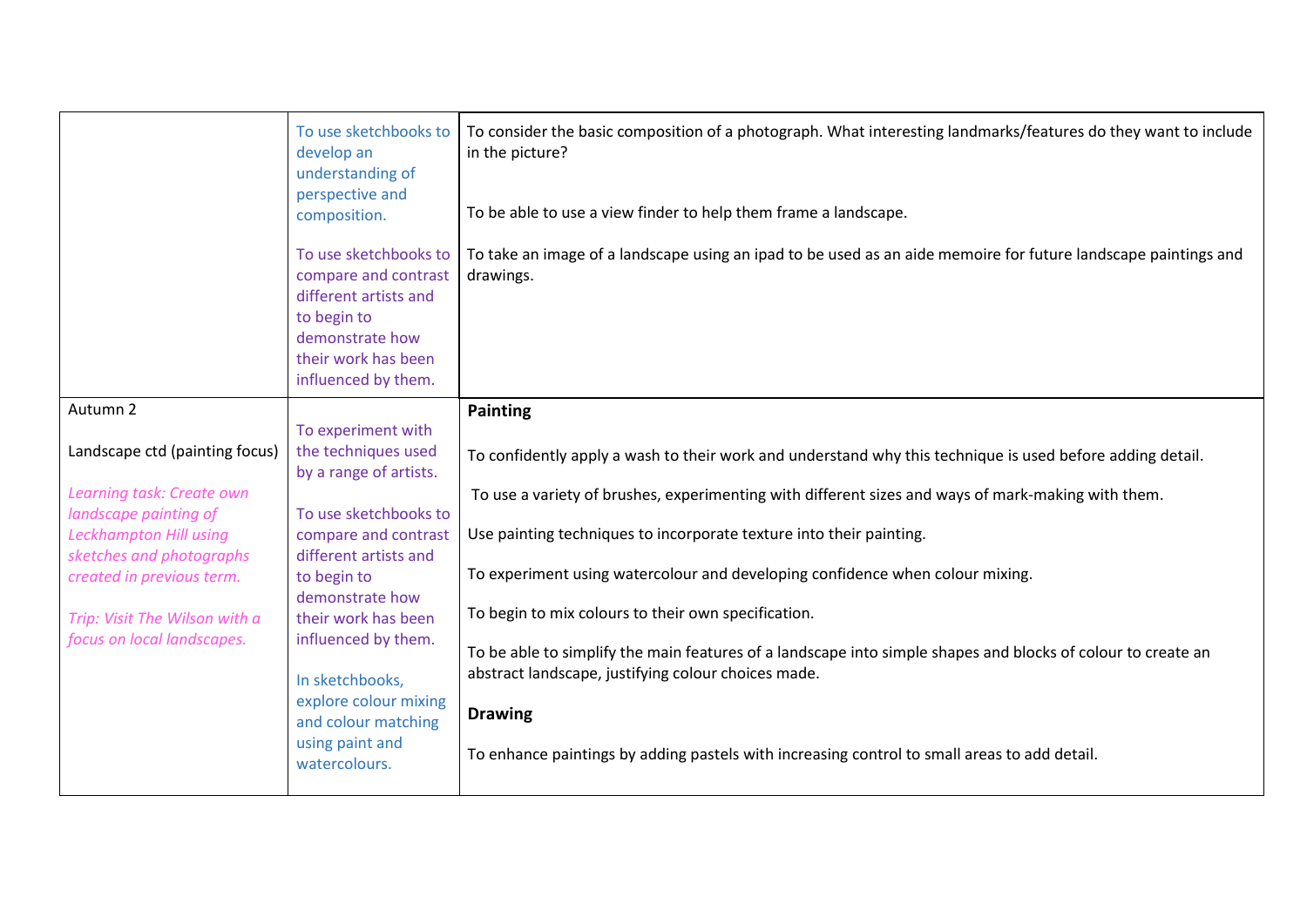| | | |
|---|---|---|
| | To use sketchbooks to develop an understanding of perspective and composition.<br><br>To use sketchbooks to compare and contrast different artists and to begin to demonstrate how their work has been influenced by them. | To consider the basic composition of a photograph. What interesting landmarks/features do they want to include in the picture?<br><br>To be able to use a view finder to help them frame a landscape.<br><br>To take an image of a landscape using an ipad to be used as an aide memoire for future landscape paintings and drawings. |
| Autumn 2<br><br>Landscape ctd (painting focus)<br><br>*Learning task: Create own landscape painting of Leckhampton Hill using sketches and photographs created in previous term.*<br><br>*Trip: Visit The Wilson with a focus on local landscapes.* | To experiment with the techniques used by a range of artists.<br><br>To use sketchbooks to compare and contrast different artists and to begin to demonstrate how their work has been influenced by them.<br><br>In sketchbooks, explore colour mixing and colour matching using paint and watercolours. | **Painting**<br><br>To confidently apply a wash to their work and understand why this technique is used before adding detail.<br><br>To use a variety of brushes, experimenting with different sizes and ways of mark-making with them.<br><br>Use painting techniques to incorporate texture into their painting.<br><br>To experiment using watercolour and developing confidence when colour mixing.<br><br>To begin to mix colours to their own specification.<br><br>To be able to simplify the main features of a landscape into simple shapes and blocks of colour to create an abstract landscape, justifying colour choices made.<br><br>**Drawing**<br><br>To enhance paintings by adding pastels with increasing control to small areas to add detail. |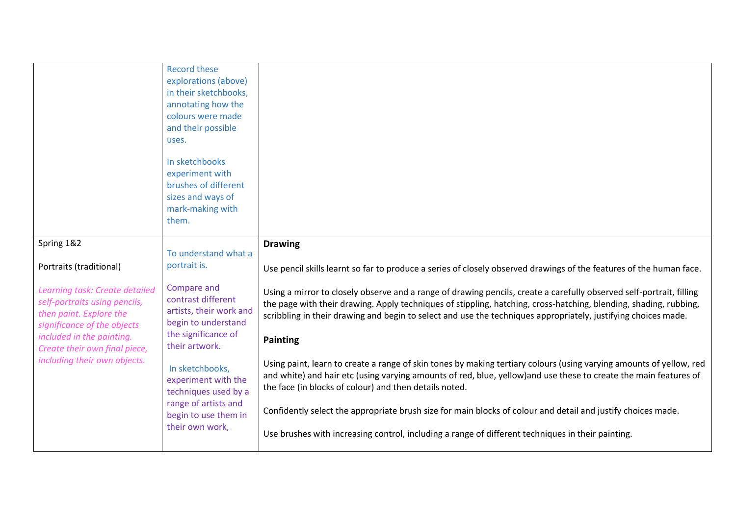| | | |
|---|---|---|
| | Record these explorations (above) in their sketchbooks, annotating how the colours were made and their possible uses.<br><br>In sketchbooks experiment with brushes of different sizes and ways of mark-making with them. | |
| Spring 1&2<br><br>Portraits (traditional)<br><br>*Learning task: Create detailed self-portraits using pencils, then paint. Explore the significance of the objects included in the painting. Create their own final piece, including their own objects.* | To understand what a portrait is.<br><br>Compare and contrast different artists, their work and begin to understand the significance of their artwork.<br><br>In sketchbooks, experiment with the techniques used by a range of artists and begin to use them in their own work, | **Drawing**<br><br>Use pencil skills learnt so far to produce a series of closely observed drawings of the features of the human face.<br><br>Using a mirror to closely observe and a range of drawing pencils, create a carefully observed self-portrait, filling the page with their drawing. Apply techniques of stippling, hatching, cross-hatching, blending, shading, rubbing, scribbling in their drawing and begin to select and use the techniques appropriately, justifying choices made.<br><br>**Painting**<br><br>Using paint, learn to create a range of skin tones by making tertiary colours (using varying amounts of yellow, red and white) and hair etc (using varying amounts of red, blue, yellow)and use these to create the main features of the face (in blocks of colour) and then details noted.<br><br>Confidently select the appropriate brush size for main blocks of colour and detail and justify choices made.<br><br>Use brushes with increasing control, including a range of different techniques in their painting. |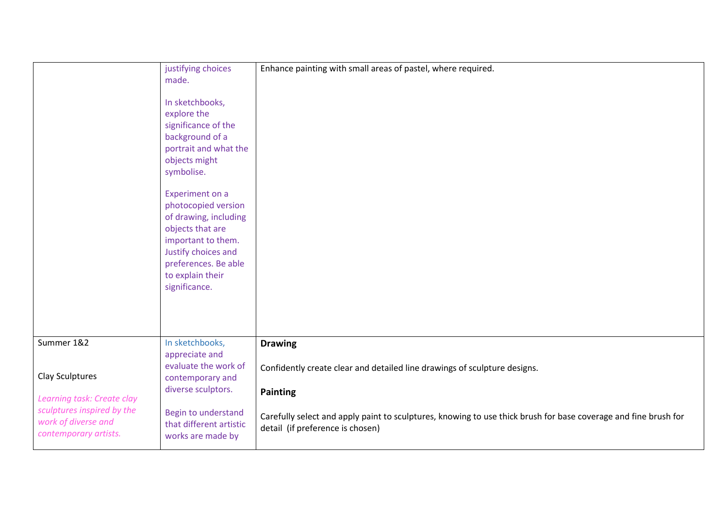| | | |
|---|---|---|
| | justifying choices made.<br><br>In sketchbooks, explore the significance of the background of a portrait and what the objects might symbolise.<br><br>Experiment on a photocopied version of drawing, including objects that are important to them. Justify choices and preferences. Be able to explain their significance. | Enhance painting with small areas of pastel, where required. |
| Summer 1&2<br><br>Clay Sculptures<br><br>*Learning task: Create clay sculptures inspired by the work of diverse and contemporary artists.* | In sketchbooks, appreciate and evaluate the work of contemporary and diverse sculptors.<br><br>Begin to understand that different artistic works are made by | **Drawing**<br><br>Confidently create clear and detailed line drawings of sculpture designs.<br><br>**Painting**<br><br>Carefully select and apply paint to sculptures, knowing to use thick brush for base coverage and fine brush for detail (if preference is chosen) |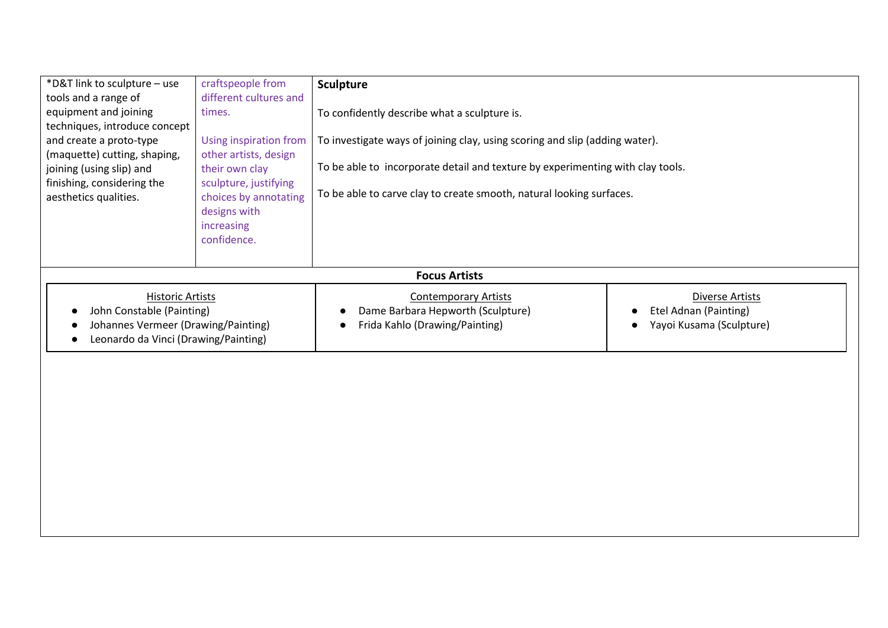| | | |
|---|---|---|
| *D&T link to sculpture – use tools and a range of equipment and joining techniques, introduce concept and create a proto-type (maquette) cutting, shaping, joining (using slip) and finishing, considering the aesthetics qualities. | craftspeople from different cultures and times.<br><br>Using inspiration from other artists, design their own clay sculpture, justifying choices by annotating designs with increasing confidence. | **Sculpture**<br><br>To confidently describe what a sculpture is.<br><br>To investigate ways of joining clay, using scoring and slip (adding water).<br><br>To be able to incorporate detail and texture by experimenting with clay tools.<br><br>To be able to carve clay to create smooth, natural looking surfaces. |

**Focus Artists**

| Historic Artists | Contemporary Artists | Diverse Artists |
|---|---|---|
| • John Constable (Painting)<br>• Johannes Vermeer (Drawing/Painting)<br>• Leonardo da Vinci (Drawing/Painting) | • Dame Barbara Hepworth (Sculpture)<br>• Frida Kahlo (Drawing/Painting) | • Etel Adnan (Painting)<br>• Yayoi Kusama (Sculpture) |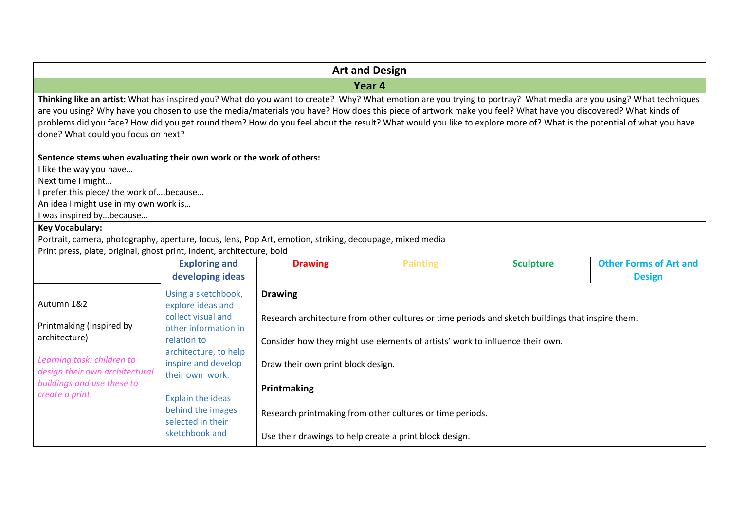## Art and Design

### Year 4

**Thinking like an artist:** What has inspired you? What do you want to create? Why? What emotion are you trying to portray? What media are you using? What techniques are you using? Why have you chosen to use the media/materials you have? How does this piece of artwork make you feel? What have you discovered? What kinds of problems did you face? How did you get round them? How do you feel about the result? What would you like to explore more of? What is the potential of what you have done? What could you focus on next?

**Sentence stems when evaluating their own work or the work of others:**

I like the way you have…
Next time I might…
I prefer this piece/ the work of….because…
An idea I might use in my own work is…
I was inspired by…because…

**Key Vocabulary:**

Portrait, camera, photography, aperture, focus, lens, Pop Art, emotion, striking, decoupage, mixed media
Print press, plate, original, ghost print, indent, architecture, bold

| | Exploring and developing ideas | Drawing | Painting | Sculpture | Other Forms of Art and Design |
|---|---|---|---|---|---|
| Autumn 1&2<br><br>Printmaking (Inspired by architecture)<br><br>*Learning task: children to design their own architectural buildings and use these to create a print.* | Using a sketchbook, explore ideas and collect visual and other information in relation to architecture, to help inspire and develop their own work.<br><br>Explain the ideas behind the images selected in their sketchbook and | **Drawing**<br><br>Research architecture from other cultures or time periods and sketch buildings that inspire them.<br><br>Consider how they might use elements of artists' work to influence their own.<br><br>Draw their own print block design.<br><br>**Printmaking**<br><br>Research printmaking from other cultures or time periods.<br><br>Use their drawings to help create a print block design. | | | |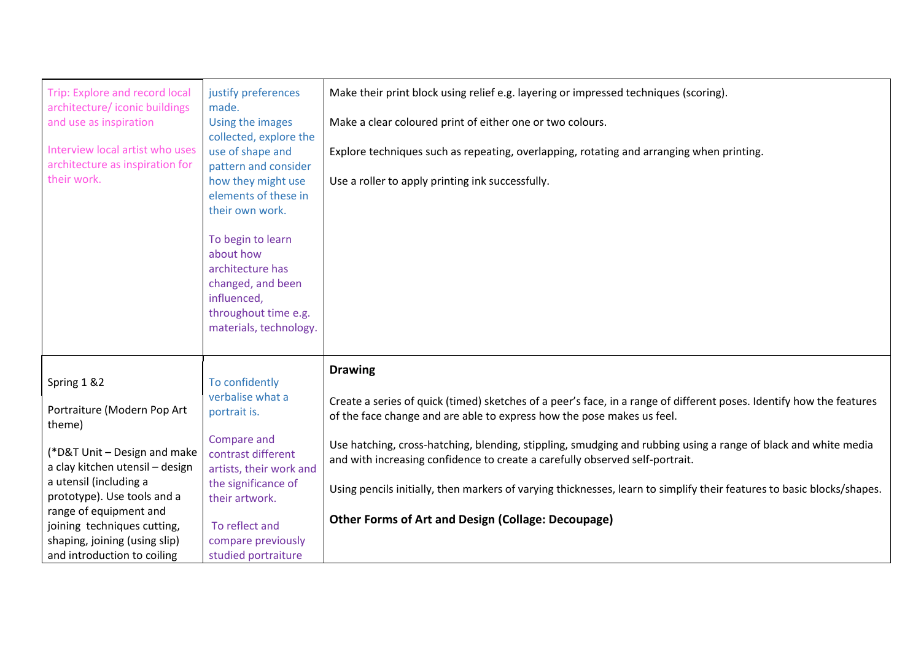| | | |
|---|---|---|
| Trip: Explore and record local architecture/ iconic buildings and use as inspiration<br><br>Interview local artist who uses architecture as inspiration for their work. | justify preferences made.<br>Using the images collected, explore the use of shape and pattern and consider how they might use elements of these in their own work.<br><br>To begin to learn about how architecture has changed, and been influenced, throughout time e.g. materials, technology. | Make their print block using relief e.g. layering or impressed techniques (scoring).<br><br>Make a clear coloured print of either one or two colours.<br><br>Explore techniques such as repeating, overlapping, rotating and arranging when printing.<br><br>Use a roller to apply printing ink successfully. |
| Spring 1 &2<br><br>Portraiture (Modern Pop Art theme)<br><br>(*D&T Unit – Design and make a clay kitchen utensil – design a utensil (including a prototype). Use tools and a range of equipment and joining techniques cutting, shaping, joining (using slip) and introduction to coiling | To confidently verbalise what a portrait is.<br><br>Compare and contrast different artists, their work and the significance of their artwork.<br><br>To reflect and compare previously studied portraiture | **Drawing**<br><br>Create a series of quick (timed) sketches of a peer's face, in a range of different poses. Identify how the features of the face change and are able to express how the pose makes us feel.<br><br>Use hatching, cross-hatching, blending, stippling, smudging and rubbing using a range of black and white media and with increasing confidence to create a carefully observed self-portrait.<br><br>Using pencils initially, then markers of varying thicknesses, learn to simplify their features to basic blocks/shapes.<br><br>**Other Forms of Art and Design (Collage: Decoupage)** |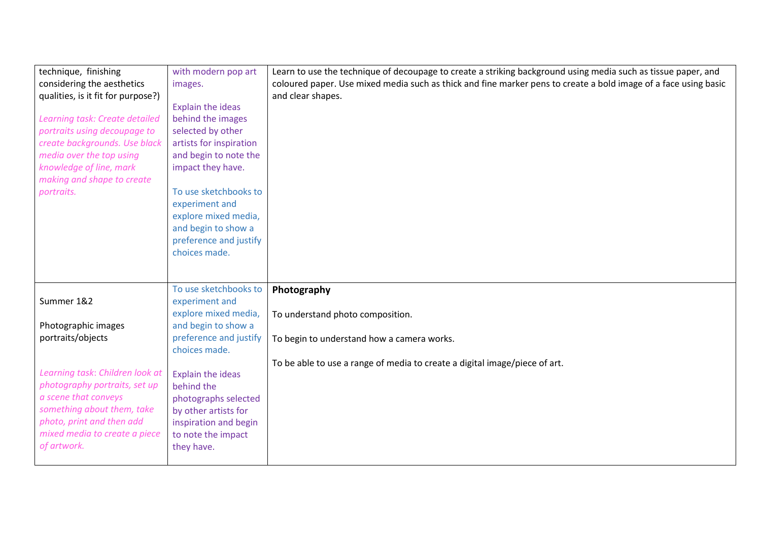| | | |
|---|---|---|
| technique, finishing considering the aesthetics qualities, is it fit for purpose?)<br><br>*Learning task: Create detailed portraits using decoupage to create backgrounds. Use black media over the top using knowledge of line, mark making and shape to create portraits.* | with modern pop art images.<br><br>Explain the ideas behind the images selected by other artists for inspiration and begin to note the impact they have.<br><br>To use sketchbooks to experiment and explore mixed media, and begin to show a preference and justify choices made. | Learn to use the technique of decoupage to create a striking background using media such as tissue paper, and coloured paper. Use mixed media such as thick and fine marker pens to create a bold image of a face using basic and clear shapes. |
| Summer 1&2<br><br>Photographic images portraits/objects<br><br>*Learning task: Children look at photography portraits, set up a scene that conveys something about them, take photo, print and then add mixed media to create a piece of artwork.* | To use sketchbooks to experiment and explore mixed media, and begin to show a preference and justify choices made.<br><br>Explain the ideas behind the photographs selected by other artists for inspiration and begin to note the impact they have. | **Photography**<br><br>To understand photo composition.<br><br>To begin to understand how a camera works.<br><br>To be able to use a range of media to create a digital image/piece of art. |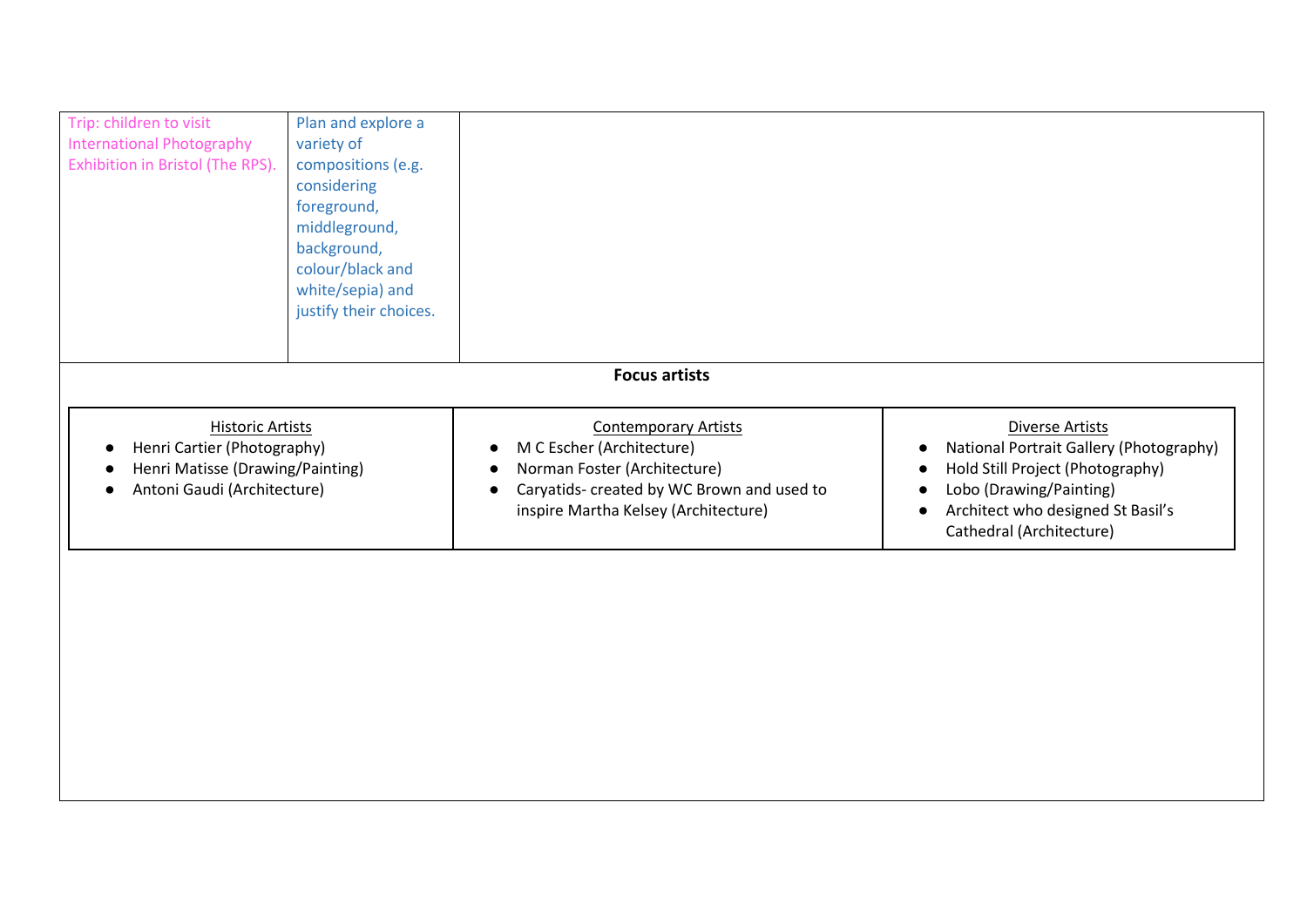| | | |
|---|---|---|
| Trip: children to visit International Photography Exhibition in Bristol (The RPS). | Plan and explore a variety of compositions (e.g. considering foreground, middleground, background, colour/black and white/sepia) and justify their choices. | |

**Focus artists**

| Historic Artists | Contemporary Artists | Diverse Artists |
|---|---|---|
| • Henri Cartier (Photography)<br>• Henri Matisse (Drawing/Painting)<br>• Antoni Gaudi (Architecture) | • M C Escher (Architecture)<br>• Norman Foster (Architecture)<br>• Caryatids- created by WC Brown and used to inspire Martha Kelsey (Architecture) | • National Portrait Gallery (Photography)<br>• Hold Still Project (Photography)<br>• Lobo (Drawing/Painting)<br>• Architect who designed St Basil's Cathedral (Architecture) |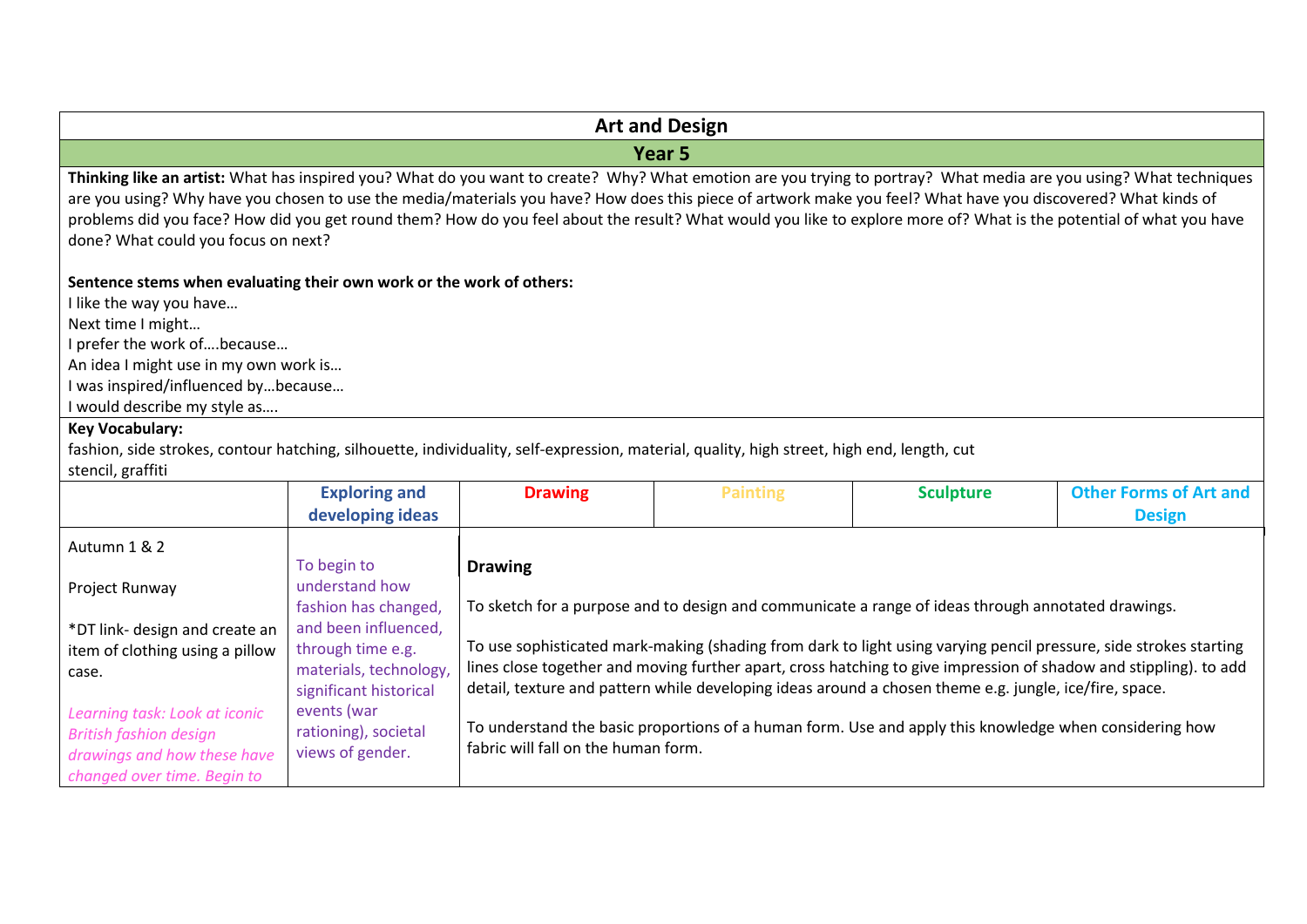## Art and Design

### Year 5

**Thinking like an artist:** What has inspired you? What do you want to create? Why? What emotion are you trying to portray? What media are you using? What techniques are you using? Why have you chosen to use the media/materials you have? How does this piece of artwork make you feel? What have you discovered? What kinds of problems did you face? How did you get round them? How do you feel about the result? What would you like to explore more of? What is the potential of what you have done? What could you focus on next?

**Sentence stems when evaluating their own work or the work of others:**
I like the way you have…
Next time I might…
I prefer the work of….because…
An idea I might use in my own work is…
I was inspired/influenced by…because…
I would describe my style as….

**Key Vocabulary:**
fashion, side strokes, contour hatching, silhouette, individuality, self-expression, material, quality, high street, high end, length, cut
stencil, graffiti

| | Exploring and developing ideas | Drawing | Painting | Sculpture | Other Forms of Art and Design |
|---|---|---|---|---|---|
| Autumn 1 & 2<br><br>Project Runway<br><br>*DT link- design and create an item of clothing using a pillow case.<br><br>*Learning task: Look at iconic British fashion design drawings and how these have changed over time. Begin to* | To begin to understand how fashion has changed, and been influenced, through time e.g. materials, technology, significant historical events (war rationing), societal views of gender. | **Drawing**<br><br>To sketch for a purpose and to design and communicate a range of ideas through annotated drawings.<br><br>To use sophisticated mark-making (shading from dark to light using varying pencil pressure, side strokes starting lines close together and moving further apart, cross hatching to give impression of shadow and stippling). to add detail, texture and pattern while developing ideas around a chosen theme e.g. jungle, ice/fire, space.<br><br>To understand the basic proportions of a human form. Use and apply this knowledge when considering how fabric will fall on the human form. | | | |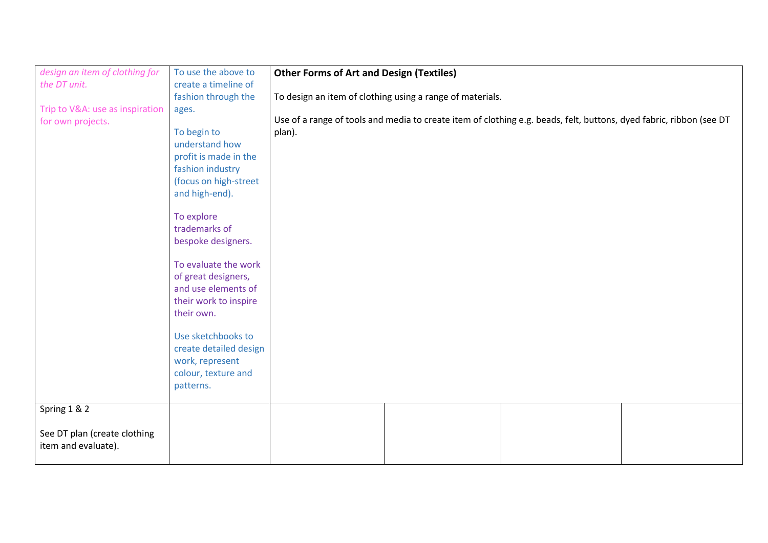| | | | | | |
|---|---|---|---|---|---|
| *design an item of clothing for the DT unit.*<br><br>Trip to V&A: use as inspiration for own projects. | To use the above to create a timeline of fashion through the ages.<br><br>To begin to understand how profit is made in the fashion industry (focus on high-street and high-end).<br><br>To explore trademarks of bespoke designers.<br><br>To evaluate the work of great designers, and use elements of their work to inspire their own.<br><br>Use sketchbooks to create detailed design work, represent colour, texture and patterns. | **Other Forms of Art and Design (Textiles)**<br><br>To design an item of clothing using a range of materials.<br><br>Use of a range of tools and media to create item of clothing e.g. beads, felt, buttons, dyed fabric, ribbon (see DT plan). | | | |
| Spring 1 & 2<br><br>See DT plan (create clothing item and evaluate). | | | | | |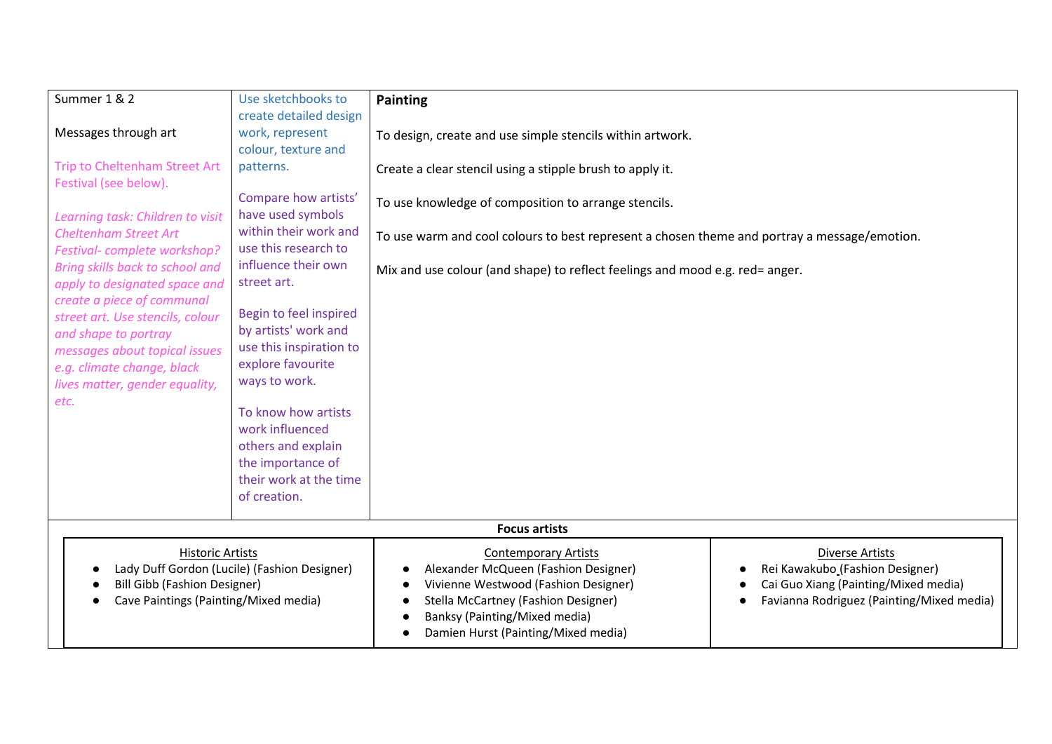| Summer 1 & 2<br><br>Messages through art<br><br>Trip to Cheltenham Street Art Festival (see below).<br><br>*Learning task: Children to visit Cheltenham Street Art Festival- complete workshop? Bring skills back to school and apply to designated space and create a piece of communal street art. Use stencils, colour and shape to portray messages about topical issues e.g. climate change, black lives matter, gender equality, etc.* | Use sketchbooks to create detailed design work, represent colour, texture and patterns.<br><br>Compare how artists' have used symbols within their work and use this research to influence their own street art.<br><br>Begin to feel inspired by artists' work and use this inspiration to explore favourite ways to work.<br><br>To know how artists work influenced others and explain the importance of their work at the time of creation. | **Painting**<br><br>To design, create and use simple stencils within artwork.<br><br>Create a clear stencil using a stipple brush to apply it.<br><br>To use knowledge of composition to arrange stencils.<br><br>To use warm and cool colours to best represent a chosen theme and portray a message/emotion.<br><br>Mix and use colour (and shape) to reflect feelings and mood e.g. red= anger. |
|---|---|---|

**Focus artists**

| Historic Artists | Contemporary Artists | Diverse Artists |
|---|---|---|
| • Lady Duff Gordon (Lucile) (Fashion Designer)<br>• Bill Gibb (Fashion Designer)<br>• Cave Paintings (Painting/Mixed media) | • Alexander McQueen (Fashion Designer)<br>• Vivienne Westwood (Fashion Designer)<br>• Stella McCartney (Fashion Designer)<br>• Banksy (Painting/Mixed media)<br>• Damien Hurst (Painting/Mixed media) | • Rei Kawakubo (Fashion Designer)<br>• Cai Guo Xiang (Painting/Mixed media)<br>• Favianna Rodriguez (Painting/Mixed media) |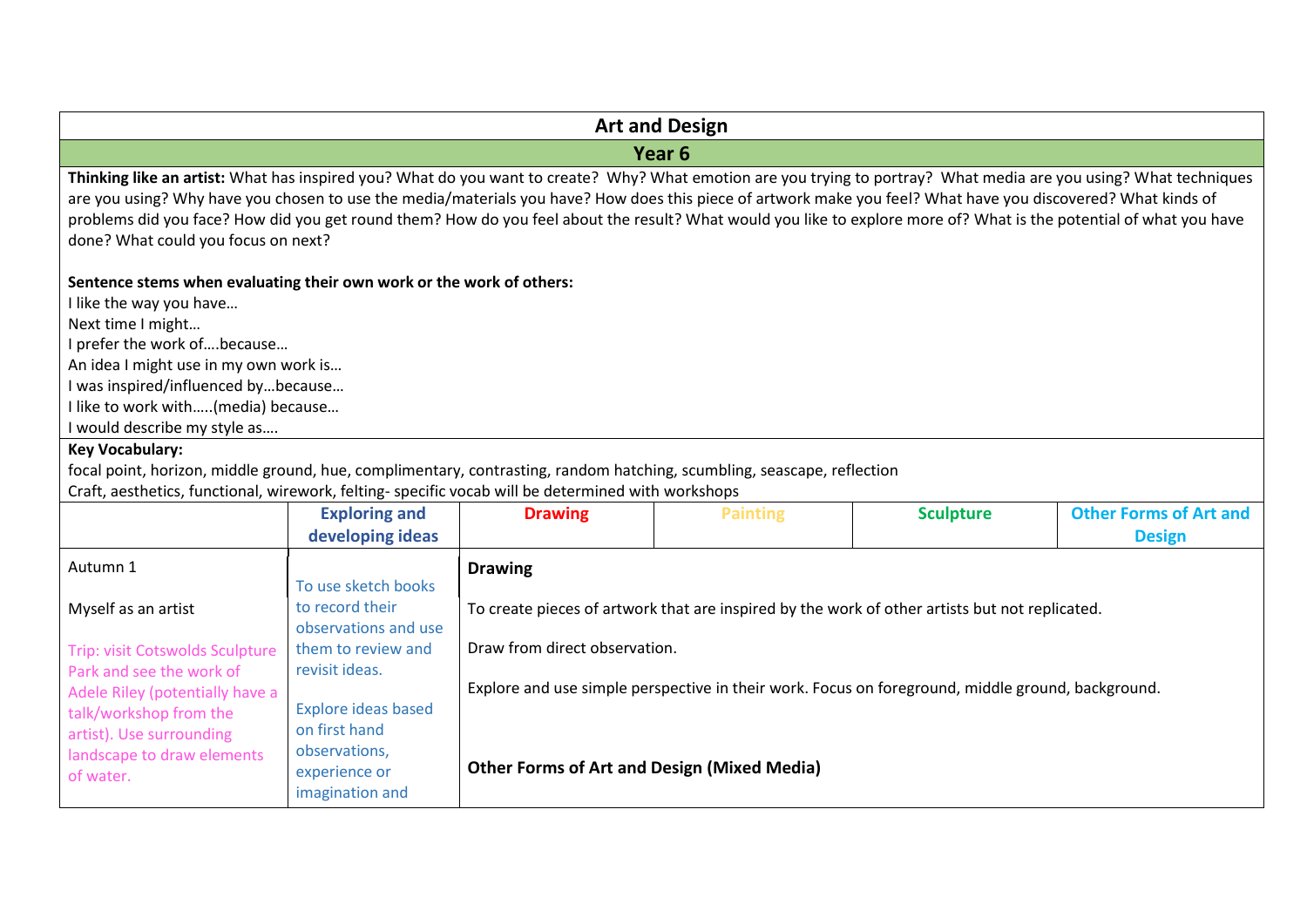# Art and Design

## Year 6

**Thinking like an artist:** What has inspired you? What do you want to create? Why? What emotion are you trying to portray? What media are you using? What techniques are you using? Why have you chosen to use the media/materials you have? How does this piece of artwork make you feel? What have you discovered? What kinds of problems did you face? How did you get round them? How do you feel about the result? What would you like to explore more of? What is the potential of what you have done? What could you focus on next?

**Sentence stems when evaluating their own work or the work of others:**

I like the way you have…
Next time I might…
I prefer the work of….because…
An idea I might use in my own work is…
I was inspired/influenced by…because…
I like to work with…..(media) because…
I would describe my style as….

**Key Vocabulary:**

focal point, horizon, middle ground, hue, complimentary, contrasting, random hatching, scumbling, seascape, reflection
Craft, aesthetics, functional, wirework, felting- specific vocab will be determined with workshops

| | Exploring and developing ideas | Drawing | Painting | Sculpture | Other Forms of Art and Design |
|---|---|---|---|---|---|
| Autumn 1<br><br>Myself as an artist<br><br>Trip: visit Cotswolds Sculpture Park and see the work of Adele Riley (potentially have a talk/workshop from the artist). Use surrounding landscape to draw elements of water. | To use sketch books to record their observations and use them to review and revisit ideas.<br><br>Explore ideas based on first hand observations, experience or imagination and | **Drawing**<br><br>To create pieces of artwork that are inspired by the work of other artists but not replicated.<br><br>Draw from direct observation.<br><br>Explore and use simple perspective in their work. Focus on foreground, middle ground, background.<br><br>**Other Forms of Art and Design (Mixed Media)** | | | |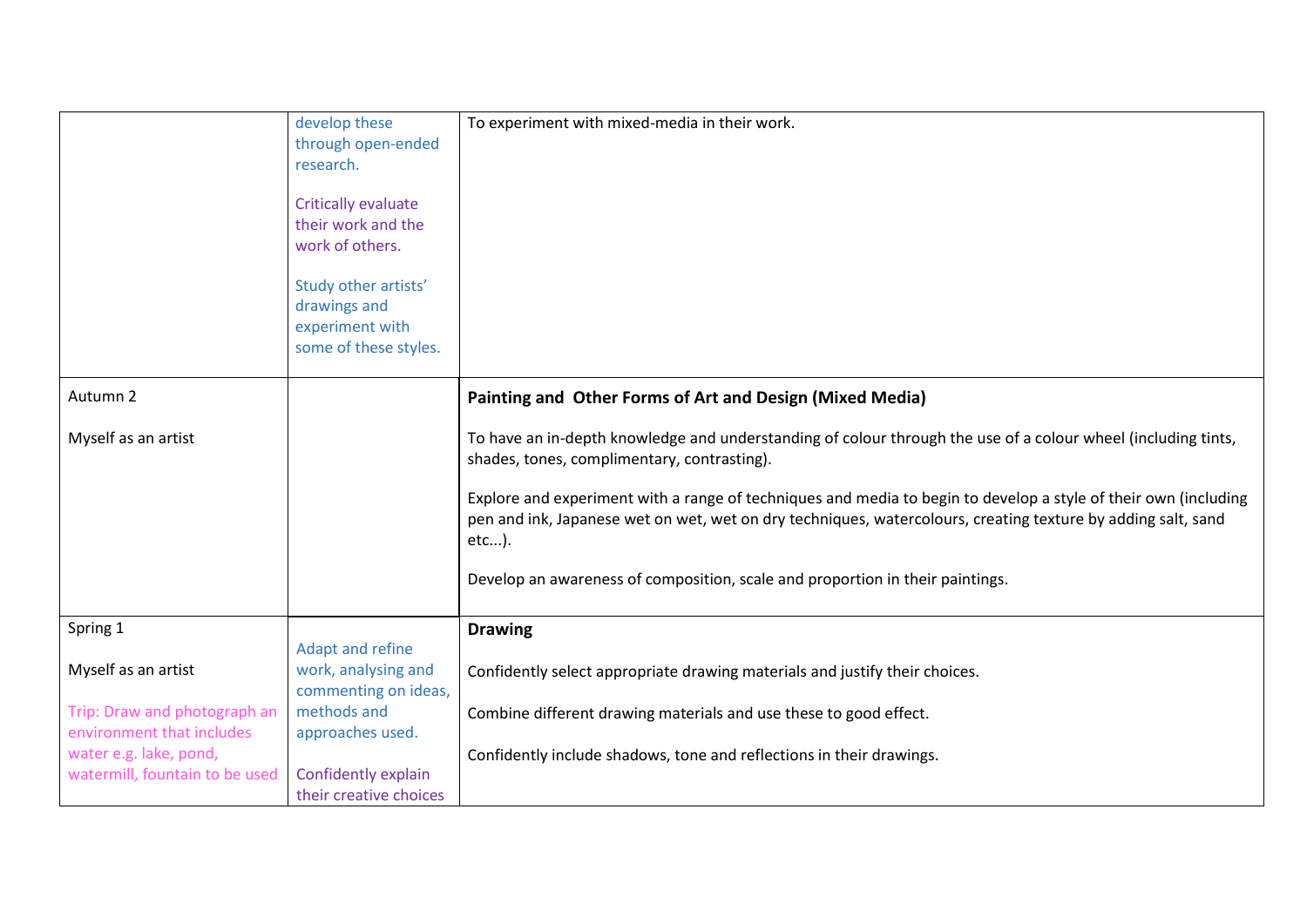|  |  |  |
| --- | --- | --- |
|  | develop these through open-ended research.<br><br>Critically evaluate their work and the work of others.<br><br>Study other artists' drawings and experiment with some of these styles. | To experiment with mixed-media in their work. |
| Autumn 2<br><br>Myself as an artist |  | **Painting and Other Forms of Art and Design (Mixed Media)**<br><br>To have an in-depth knowledge and understanding of colour through the use of a colour wheel (including tints, shades, tones, complimentary, contrasting).<br><br>Explore and experiment with a range of techniques and media to begin to develop a style of their own (including pen and ink, Japanese wet on wet, wet on dry techniques, watercolours, creating texture by adding salt, sand etc...).<br><br>Develop an awareness of composition, scale and proportion in their paintings. |
| Spring 1<br><br>Myself as an artist<br><br>Trip: Draw and photograph an environment that includes water e.g. lake, pond, watermill, fountain to be used | Adapt and refine work, analysing and commenting on ideas, methods and approaches used.<br><br>Confidently explain their creative choices | **Drawing**<br><br>Confidently select appropriate drawing materials and justify their choices.<br><br>Combine different drawing materials and use these to good effect.<br><br>Confidently include shadows, tone and reflections in their drawings. |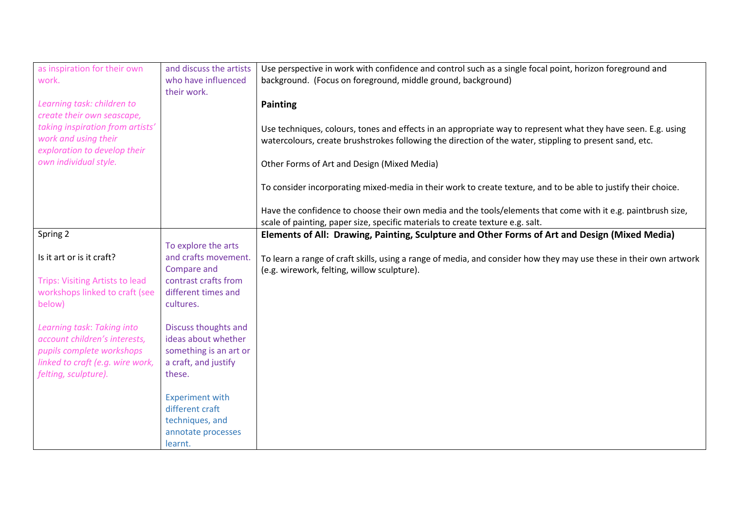| | | |
|---|---|---|
| as inspiration for their own work.<br><br>*Learning task: children to create their own seascape, taking inspiration from artists' work and using their exploration to develop their own individual style.* | and discuss the artists who have influenced their work. | Use perspective in work with confidence and control such as a single focal point, horizon foreground and background. (Focus on foreground, middle ground, background)<br><br>**Painting**<br><br>Use techniques, colours, tones and effects in an appropriate way to represent what they have seen. E.g. using watercolours, create brushstrokes following the direction of the water, stippling to present sand, etc.<br><br>Other Forms of Art and Design (Mixed Media)<br><br>To consider incorporating mixed-media in their work to create texture, and to be able to justify their choice.<br><br>Have the confidence to choose their own media and the tools/elements that come with it e.g. paintbrush size, scale of painting, paper size, specific materials to create texture e.g. salt. |
| Spring 2<br><br>Is it art or is it craft?<br><br>Trips: Visiting Artists to lead workshops linked to craft (see below)<br><br>*Learning task: Taking into account children's interests, pupils complete workshops linked to craft (e.g. wire work, felting, sculpture).* | To explore the arts and crafts movement. Compare and contrast crafts from different times and cultures.<br><br>Discuss thoughts and ideas about whether something is an art or a craft, and justify these.<br><br>Experiment with different craft techniques, and annotate processes learnt. | **Elements of All: Drawing, Painting, Sculpture and Other Forms of Art and Design (Mixed Media)**<br><br>To learn a range of craft skills, using a range of media, and consider how they may use these in their own artwork (e.g. wirework, felting, willow sculpture). |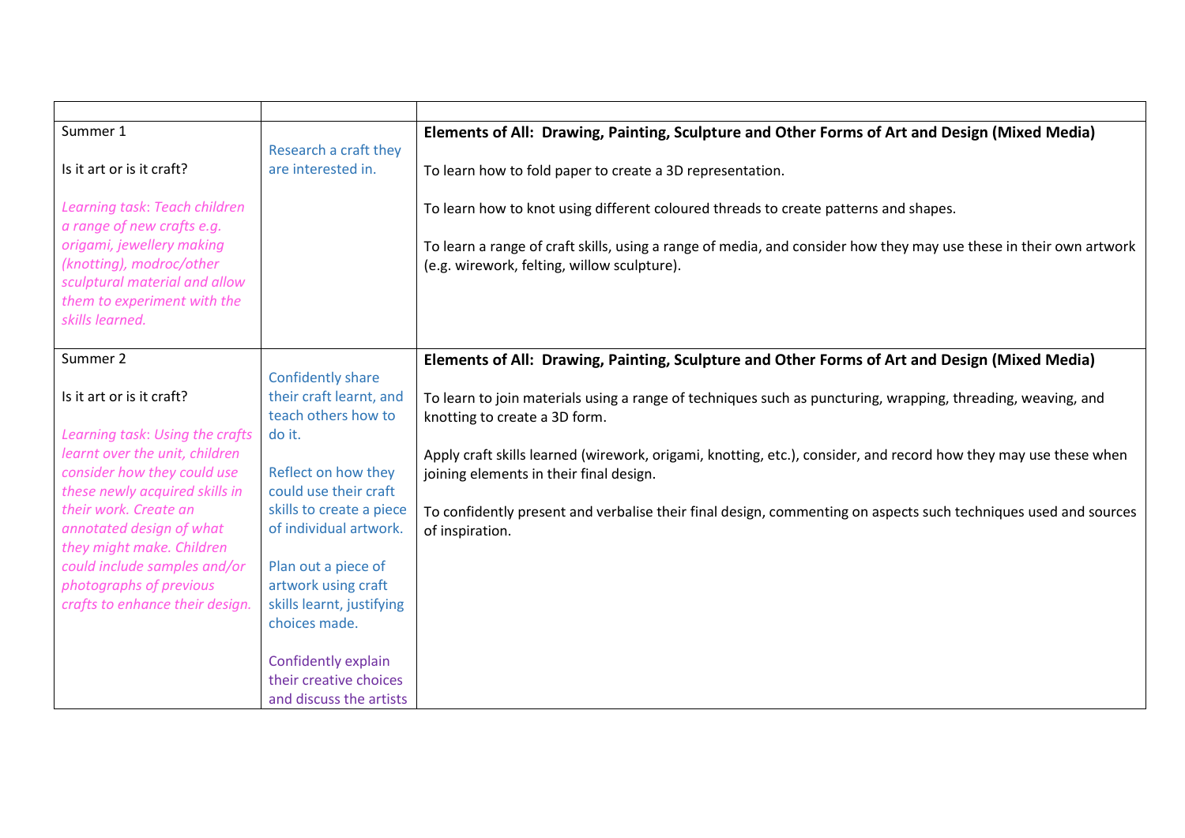| | | |
|---|---|---|
| Summer 1<br><br>Is it art or is it craft?<br><br>*Learning task: Teach children a range of new crafts e.g. origami, jewellery making (knotting), modroc/other sculptural material and allow them to experiment with the skills learned.* | Research a craft they are interested in. | **Elements of All: Drawing, Painting, Sculpture and Other Forms of Art and Design (Mixed Media)**<br><br>To learn how to fold paper to create a 3D representation.<br><br>To learn how to knot using different coloured threads to create patterns and shapes.<br><br>To learn a range of craft skills, using a range of media, and consider how they may use these in their own artwork (e.g. wirework, felting, willow sculpture). |
| Summer 2<br><br>Is it art or is it craft?<br><br>*Learning task: Using the crafts learnt over the unit, children consider how they could use these newly acquired skills in their work. Create an annotated design of what they might make. Children could include samples and/or photographs of previous crafts to enhance their design.* | Confidently share their craft learnt, and teach others how to do it.<br><br>Reflect on how they could use their craft skills to create a piece of individual artwork.<br><br>Plan out a piece of artwork using craft skills learnt, justifying choices made.<br><br>Confidently explain their creative choices and discuss the artists | **Elements of All: Drawing, Painting, Sculpture and Other Forms of Art and Design (Mixed Media)**<br><br>To learn to join materials using a range of techniques such as puncturing, wrapping, threading, weaving, and knotting to create a 3D form.<br><br>Apply craft skills learned (wirework, origami, knotting, etc.), consider, and record how they may use these when joining elements in their final design.<br><br>To confidently present and verbalise their final design, commenting on aspects such techniques used and sources of inspiration. |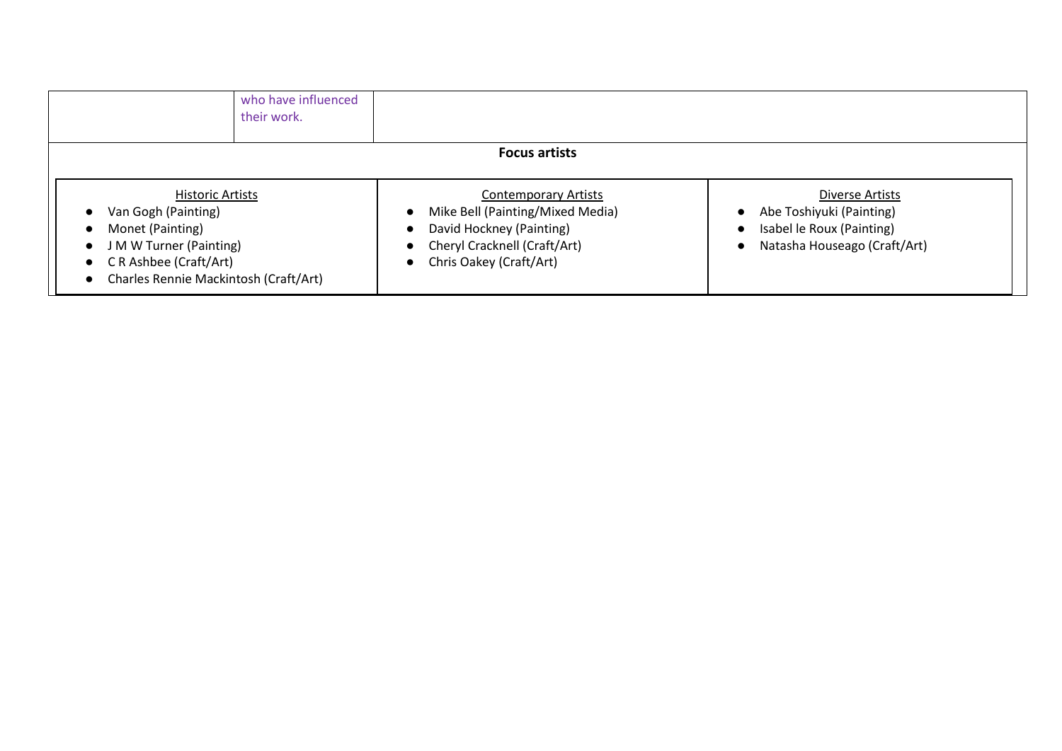| | | |
|---|---|---|
| | who have influenced their work. | |

**Focus artists**

| Historic Artists | Contemporary Artists | Diverse Artists |
|---|---|---|
| <ul><li>Van Gogh (Painting)</li><li>Monet (Painting)</li><li>J M W Turner (Painting)</li><li>C R Ashbee (Craft/Art)</li><li>Charles Rennie Mackintosh (Craft/Art)</li></ul> | <ul><li>Mike Bell (Painting/Mixed Media)</li><li>David Hockney (Painting)</li><li>Cheryl Cracknell (Craft/Art)</li><li>Chris Oakey (Craft/Art)</li></ul> | <ul><li>Abe Toshiyuki (Painting)</li><li>Isabel le Roux (Painting)</li><li>Natasha Houseago (Craft/Art)</li></ul> |